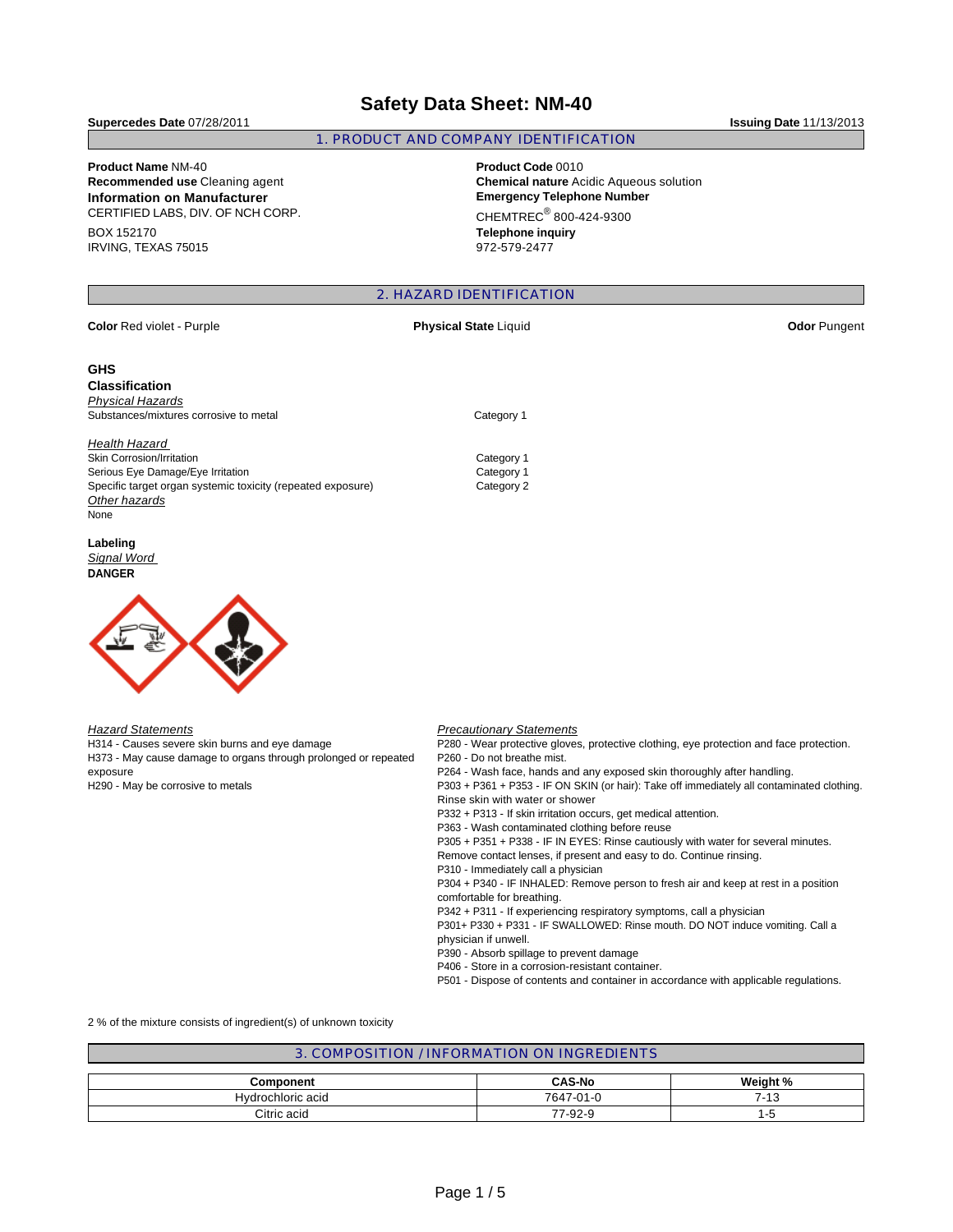# Safety Data Sheet: NM-40

**Supercedes Date** 07/28/2011 **Issuing Date** 11/13/2013

## 1. PRODUCT AND COMPANY IDENTIFICATION

**Product Name** NM-40
**Recommended use** Cleaning agent
**Information on Manufacturer**
CERTIFIED LABS, DIV. OF NCH CORP.
BOX 152170
IRVING, TEXAS 75015

**Product Code** 0010
**Chemical nature** Acidic Aqueous solution
**Emergency Telephone Number**
CHEMTREC® 800-424-9300
**Telephone inquiry**
972-579-2477

## 2. HAZARD IDENTIFICATION

**Color** Red violet - Purple **Physical State** Liquid **Odor** Pungent

### GHS Classification

*Physical Hazards*

| | |
|---|---|
| Substances/mixtures corrosive to metal | Category 1 |

*Health Hazard*

| | |
|---|---|
| Skin Corrosion/Irritation | Category 1 |
| Serious Eye Damage/Eye Irritation | Category 1 |
| Specific target organ systemic toxicity (repeated exposure) | Category 2 |

*Other hazards*
None

### Labeling

*Signal Word*
**DANGER**

*Hazard Statements*
H314 - Causes severe skin burns and eye damage
H373 - May cause damage to organs through prolonged or repeated exposure
H290 - May be corrosive to metals

*Precautionary Statements*
P280 - Wear protective gloves, protective clothing, eye protection and face protection.
P260 - Do not breathe mist.
P264 - Wash face, hands and any exposed skin thoroughly after handling.
P303 + P361 + P353 - IF ON SKIN (or hair): Take off immediately all contaminated clothing. Rinse skin with water or shower
P332 + P313 - If skin irritation occurs, get medical attention.
P363 - Wash contaminated clothing before reuse
P305 + P351 + P338 - IF IN EYES: Rinse cautiously with water for several minutes. Remove contact lenses, if present and easy to do. Continue rinsing.
P310 - Immediately call a physician
P304 + P340 - IF INHALED: Remove person to fresh air and keep at rest in a position comfortable for breathing.
P342 + P311 - If experiencing respiratory symptoms, call a physician
P301+ P330 + P331 - IF SWALLOWED: Rinse mouth. DO NOT induce vomiting. Call a physician if unwell.
P390 - Absorb spillage to prevent damage
P406 - Store in a corrosion-resistant container.
P501 - Dispose of contents and container in accordance with applicable regulations.

2 % of the mixture consists of ingredient(s) of unknown toxicity

## 3. COMPOSITION / INFORMATION ON INGREDIENTS

| Component | CAS-No | Weight % |
|---|---|---|
| Hydrochloric acid | 7647-01-0 | 7-13 |
| Citric acid | 77-92-9 | 1-5 |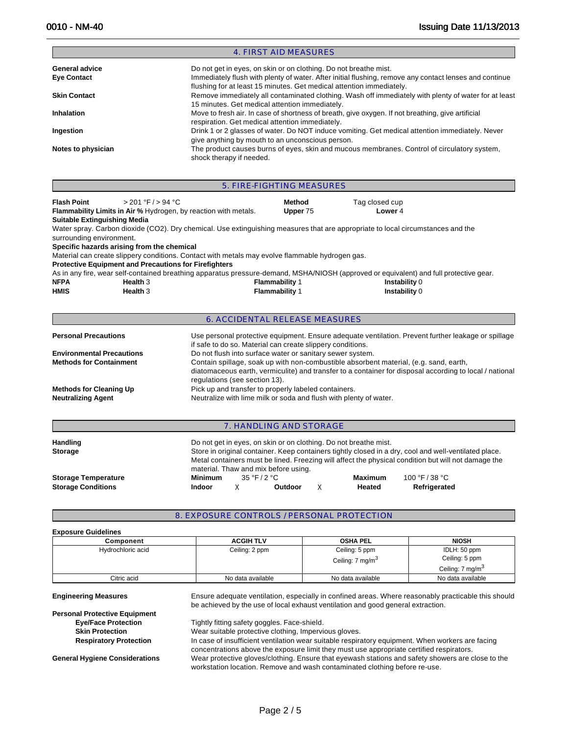## 4. FIRST AID MEASURES

**General advice**
Do not get in eyes, on skin or on clothing. Do not breathe mist.

**Eye Contact**
Immediately flush with plenty of water. After initial flushing, remove any contact lenses and continue flushing for at least 15 minutes. Get medical attention immediately.

**Skin Contact**
Remove immediately all contaminated clothing. Wash off immediately with plenty of water for at least 15 minutes. Get medical attention immediately.

**Inhalation**
Move to fresh air. In case of shortness of breath, give oxygen. If not breathing, give artificial respiration. Get medical attention immediately.

**Ingestion**
Drink 1 or 2 glasses of water. Do NOT induce vomiting. Get medical attention immediately. Never give anything by mouth to an unconscious person.

**Notes to physician**
The product causes burns of eyes, skin and mucous membranes. Control of circulatory system, shock therapy if needed.

## 5. FIRE-FIGHTING MEASURES

**Flash Point** > 201 °F / > 94 °C **Method** Tag closed cup

**Flammability Limits in Air %** Hydrogen, by reaction with metals. **Upper** 75 **Lower** 4

**Suitable Extinguishing Media**
Water spray. Carbon dioxide ($CO_2$). Dry chemical. Use extinguishing measures that are appropriate to local circumstances and the surrounding environment.

**Specific hazards arising from the chemical**
Material can create slippery conditions. Contact with metals may evolve flammable hydrogen gas.

**Protective Equipment and Precautions for Firefighters**
As in any fire, wear self-contained breathing apparatus pressure-demand, MSHA/NIOSH (approved or equivalent) and full protective gear.

| | | | |
|---|---|---|---|
| **NFPA** | **Health** 3 | **Flammability** 1 | **Instability** 0 |
| **HMIS** | **Health** 3 | **Flammability** 1 | **Instability** 0 |

## 6. ACCIDENTAL RELEASE MEASURES

**Personal Precautions**
Use personal protective equipment. Ensure adequate ventilation. Prevent further leakage or spillage if safe to do so. Material can create slippery conditions.

**Environmental Precautions**
Do not flush into surface water or sanitary sewer system.

**Methods for Containment**
Contain spillage, soak up with non-combustible absorbent material, (e.g. sand, earth, diatomaceous earth, vermiculite) and transfer to a container for disposal according to local / national regulations (see section 13).

**Methods for Cleaning Up**
Pick up and transfer to properly labeled containers.

**Neutralizing Agent**
Neutralize with lime milk or soda and flush with plenty of water.

## 7. HANDLING AND STORAGE

**Handling**
Do not get in eyes, on skin or on clothing. Do not breathe mist.

**Storage**
Store in original container. Keep containers tightly closed in a dry, cool and well-ventilated place. Metal containers must be lined. Freezing will affect the physical condition but will not damage the material. Thaw and mix before using.

**Storage Temperature** **Minimum** 35 °F / 2 °C **Maximum** 100 °F / 38 °C

**Storage Conditions** **Indoor** X **Outdoor** X **Heated** **Refrigerated**

## 8. EXPOSURE CONTROLS / PERSONAL PROTECTION

**Exposure Guidelines**

| Component | ACGIH TLV | OSHA PEL | NIOSH |
|---|---|---|---|
| Hydrochloric acid | Ceiling: 2 ppm | Ceiling: 5 ppm<br>Ceiling: 7 $mg/m^3$ | IDLH: 50 ppm<br>Ceiling: 5 ppm<br>Ceiling: 7 $mg/m^3$ |
| Citric acid | No data available | No data available | No data available |

**Engineering Measures**
Ensure adequate ventilation, especially in confined areas. Where reasonably practicable this should be achieved by the use of local exhaust ventilation and good general extraction.

**Personal Protective Equipment**

**Eye/Face Protection**
Tightly fitting safety goggles. Face-shield.

**Skin Protection**
Wear suitable protective clothing, Impervious gloves.

**Respiratory Protection**
In case of insufficient ventilation wear suitable respiratory equipment. When workers are facing concentrations above the exposure limit they must use appropriate certified respirators.

**General Hygiene Considerations**
Wear protective gloves/clothing. Ensure that eyewash stations and safety showers are close to the workstation location. Remove and wash contaminated clothing before re-use.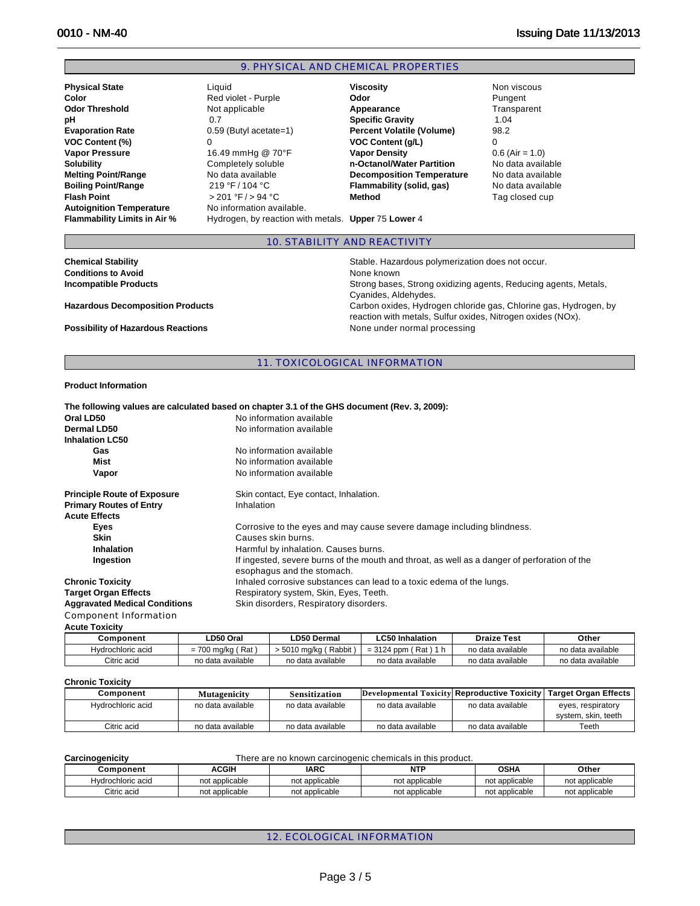## 9. PHYSICAL AND CHEMICAL PROPERTIES

| | | | |
|---|---|---|---|
| **Physical State** | Liquid | **Viscosity** | Non viscous |
| **Color** | Red violet - Purple | **Odor** | Pungent |
| **Odor Threshold** | Not applicable | **Appearance** | Transparent |
| **pH** | 0.7 | **Specific Gravity** | 1.04 |
| **Evaporation Rate** | 0.59 (Butyl acetate=1) | **Percent Volatile (Volume)** | 98.2 |
| **VOC Content (%)** | 0 | **VOC Content (g/L)** | 0 |
| **Vapor Pressure** | 16.49 mmHg @ 70°F | **Vapor Density** | 0.6 (Air = 1.0) |
| **Solubility** | Completely soluble | **n-Octanol/Water Partition** | No data available |
| **Melting Point/Range** | No data available | **Decomposition Temperature** | No data available |
| **Boiling Point/Range** | 219 °F / 104 °C | **Flammability (solid, gas)** | No data available |
| **Flash Point** | > 201 °F / > 94 °C | **Method** | Tag closed cup |
| **Autoignition Temperature** | No information available. | | |
| **Flammability Limits in Air %** | Hydrogen, by reaction with metals. | **Upper** 75 **Lower** 4 | |

## 10. STABILITY AND REACTIVITY

**Chemical Stability**: Stable. Hazardous polymerization does not occur.

**Conditions to Avoid**: None known

**Incompatible Products**: Strong bases, Strong oxidizing agents, Reducing agents, Metals, Cyanides, Aldehydes.

**Hazardous Decomposition Products**: Carbon oxides, Hydrogen chloride gas, Chlorine gas, Hydrogen, by reaction with metals, Sulfur oxides, Nitrogen oxides (NOx).

**Possibility of Hazardous Reactions**: None under normal processing

## 11. TOXICOLOGICAL INFORMATION

**Product Information**

**The following values are calculated based on chapter 3.1 of the GHS document (Rev. 3, 2009):**

**Oral LD50**: No information available

**Dermal LD50**: No information available

**Inhalation LC50**
- **Gas**: No information available
- **Mist**: No information available
- **Vapor**: No information available

**Principle Route of Exposure**: Skin contact, Eye contact, Inhalation.

**Primary Routes of Entry**: Inhalation

**Acute Effects**
- **Eyes**: Corrosive to the eyes and may cause severe damage including blindness.
- **Skin**: Causes skin burns.
- **Inhalation**: Harmful by inhalation. Causes burns.
- **Ingestion**: If ingested, severe burns of the mouth and throat, as well as a danger of perforation of the esophagus and the stomach.

**Chronic Toxicity**: Inhaled corrosive substances can lead to a toxic edema of the lungs.

**Target Organ Effects**: Respiratory system, Skin, Eyes, Teeth.

**Aggravated Medical Conditions**: Skin disorders, Respiratory disorders.

Component Information

**Acute Toxicity**

| Component | LD50 Oral | LD50 Dermal | LC50 Inhalation | Draize Test | Other |
|---|---|---|---|---|---|
| Hydrochloric acid | = 700 mg/kg ( Rat ) | > 5010 mg/kg ( Rabbit ) | = 3124 ppm ( Rat ) 1 h | no data available | no data available |
| Citric acid | no data available | no data available | no data available | no data available | no data available |

**Chronic Toxicity**

| Component | Mutagenicity | Sensitization | Developmental Toxicity | Reproductive Toxicity | Target Organ Effects |
|---|---|---|---|---|---|
| Hydrochloric acid | no data available | no data available | no data available | no data available | eyes, respiratory system, skin, teeth |
| Citric acid | no data available | no data available | no data available | no data available | Teeth |

**Carcinogenicity**: There are no known carcinogenic chemicals in this product.

| Component | ACGIH | IARC | NTP | OSHA | Other |
|---|---|---|---|---|---|
| Hydrochloric acid | not applicable | not applicable | not applicable | not applicable | not applicable |
| Citric acid | not applicable | not applicable | not applicable | not applicable | not applicable |

## 12. ECOLOGICAL INFORMATION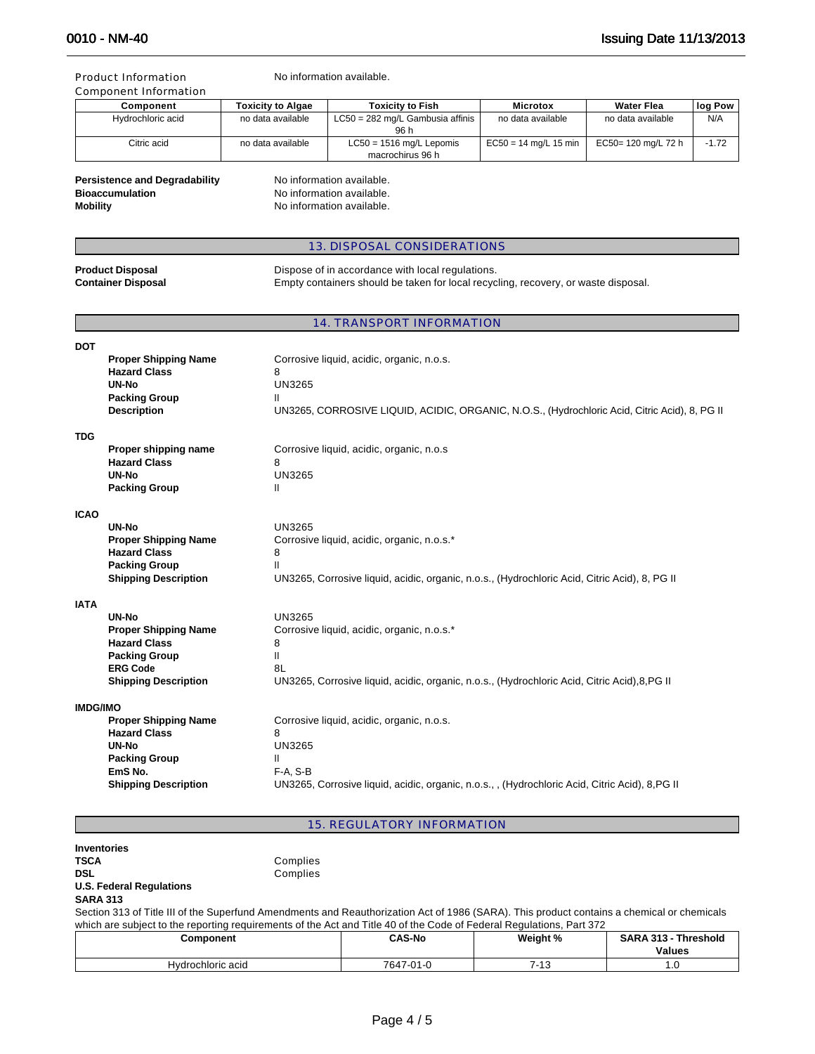**Product Information** No information available.

**Component Information**

| Component | Toxicity to Algae | Toxicity to Fish | Microtox | Water Flea | log Pow |
|---|---|---|---|---|---|
| Hydrochloric acid | no data available | LC50 = 282 mg/L Gambusia affinis 96 h | no data available | no data available | N/A |
| Citric acid | no data available | LC50 = 1516 mg/L Lepomis macrochirus 96 h | EC50 = 14 mg/L 15 min | EC50= 120 mg/L 72 h | -1.72 |

**Persistence and Degradability** No information available.
**Bioaccumulation** No information available.
**Mobility** No information available.

## 13. DISPOSAL CONSIDERATIONS

**Product Disposal** Dispose of in accordance with local regulations.
**Container Disposal** Empty containers should be taken for local recycling, recovery, or waste disposal.

## 14. TRANSPORT INFORMATION

**DOT**

- **Proper Shipping Name** Corrosive liquid, acidic, organic, n.o.s.
- **Hazard Class** 8
- **UN-No** UN3265
- **Packing Group** II
- **Description** UN3265, CORROSIVE LIQUID, ACIDIC, ORGANIC, N.O.S., (Hydrochloric Acid, Citric Acid), 8, PG II

**TDG**

- **Proper shipping name** Corrosive liquid, acidic, organic, n.o.s
- **Hazard Class** 8
- **UN-No** UN3265
- **Packing Group** II

**ICAO**

- **UN-No** UN3265
- **Proper Shipping Name** Corrosive liquid, acidic, organic, n.o.s.*
- **Hazard Class** 8
- **Packing Group** II
- **Shipping Description** UN3265, Corrosive liquid, acidic, organic, n.o.s., (Hydrochloric Acid, Citric Acid), 8, PG II

**IATA**

- **UN-No** UN3265
- **Proper Shipping Name** Corrosive liquid, acidic, organic, n.o.s.*
- **Hazard Class** 8
- **Packing Group** II
- **ERG Code** 8L
- **Shipping Description** UN3265, Corrosive liquid, acidic, organic, n.o.s., (Hydrochloric Acid, Citric Acid),8,PG II

**IMDG/IMO**

- **Proper Shipping Name** Corrosive liquid, acidic, organic, n.o.s.
- **Hazard Class** 8
- **UN-No** UN3265
- **Packing Group** II
- **EmS No.** F-A, S-B
- **Shipping Description** UN3265, Corrosive liquid, acidic, organic, n.o.s., , (Hydrochloric Acid, Citric Acid), 8,PG II

## 15. REGULATORY INFORMATION

**Inventories**
**TSCA** Complies
**DSL** Complies

**U.S. Federal Regulations**

**SARA 313**

Section 313 of Title III of the Superfund Amendments and Reauthorization Act of 1986 (SARA). This product contains a chemical or chemicals which are subject to the reporting requirements of the Act and Title 40 of the Code of Federal Regulations, Part 372

| Component | CAS-No | Weight % | SARA 313 - Threshold Values |
|---|---|---|---|
| Hydrochloric acid | 7647-01-0 | 7-13 | 1.0 |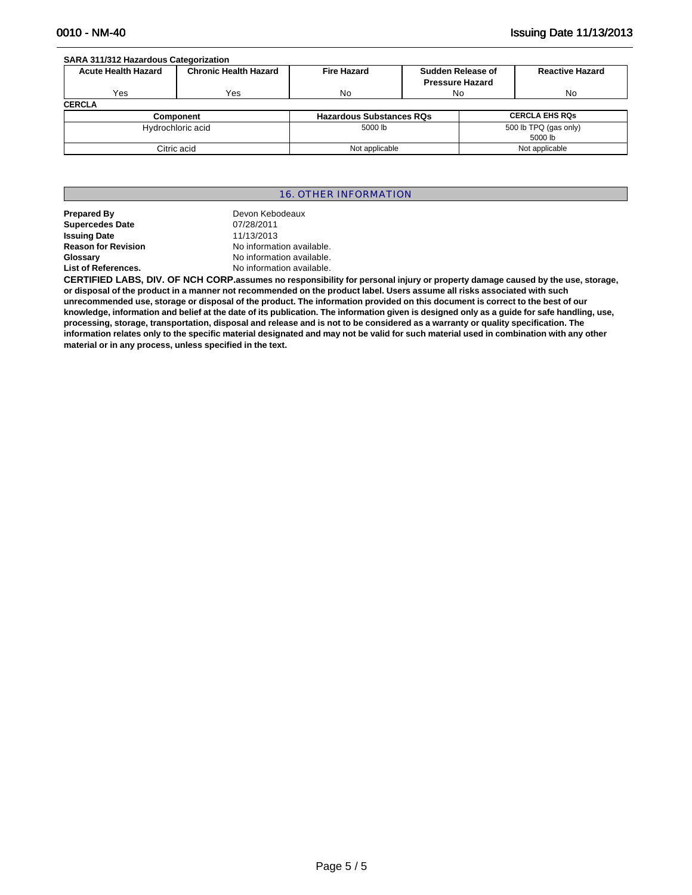**SARA 311/312 Hazardous Categorization**

| Acute Health Hazard | Chronic Health Hazard | Fire Hazard | Sudden Release of Pressure Hazard | Reactive Hazard |
|---|---|---|---|---|
| Yes | Yes | No | No | No |

**CERCLA**

| Component | Hazardous Substances RQs | CERCLA EHS RQs |
|---|---|---|
| Hydrochloric acid | 5000 lb | 500 lb TPQ (gas only) 5000 lb |
| Citric acid | Not applicable | Not applicable |

## 16. OTHER INFORMATION

**Prepared By** Devon Kebodeaux
**Supercedes Date** 07/28/2011
**Issuing Date** 11/13/2013
**Reason for Revision** No information available.
**Glossary** No information available.
**List of References.** No information available.

**CERTIFIED LABS, DIV. OF NCH CORP.assumes no responsibility for personal injury or property damage caused by the use, storage, or disposal of the product in a manner not recommended on the product label. Users assume all risks associated with such unrecommended use, storage or disposal of the product. The information provided on this document is correct to the best of our knowledge, information and belief at the date of its publication. The information given is designed only as a guide for safe handling, use, processing, storage, transportation, disposal and release and is not to be considered as a warranty or quality specification. The information relates only to the specific material designated and may not be valid for such material used in combination with any other material or in any process, unless specified in the text.**